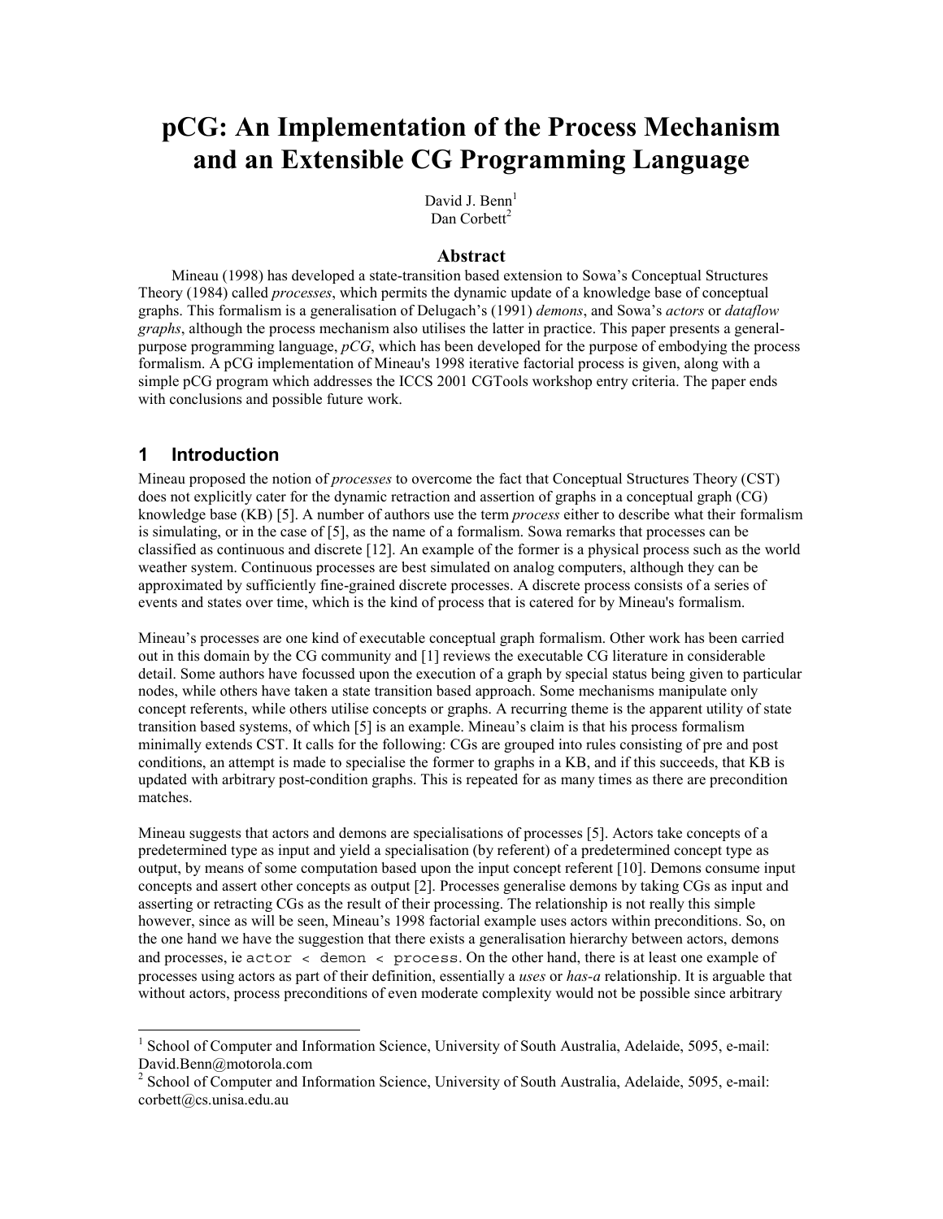# pCG: An Implementation of the Process Mechanism and an Extensible CG Programming Language

David J. Benn[1]
Dan Corbett[2]

## Abstract

Mineau (1998) has developed a state-transition based extension to Sowa's Conceptual Structures Theory (1984) called *processes*, which permits the dynamic update of a knowledge base of conceptual graphs. This formalism is a generalisation of Delugach's (1991) *demons*, and Sowa's *actors* or *dataflow graphs*, although the process mechanism also utilises the latter in practice. This paper presents a general-purpose programming language, *pCG*, which has been developed for the purpose of embodying the process formalism. A pCG implementation of Mineau's 1998 iterative factorial process is given, along with a simple pCG program which addresses the ICCS 2001 CGTools workshop entry criteria. The paper ends with conclusions and possible future work.

## 1 Introduction

Mineau proposed the notion of *processes* to overcome the fact that Conceptual Structures Theory (CST) does not explicitly cater for the dynamic retraction and assertion of graphs in a conceptual graph (CG) knowledge base (KB) [5]. A number of authors use the term *process* either to describe what their formalism is simulating, or in the case of [5], as the name of a formalism. Sowa remarks that processes can be classified as continuous and discrete [12]. An example of the former is a physical process such as the world weather system. Continuous processes are best simulated on analog computers, although they can be approximated by sufficiently fine-grained discrete processes. A discrete process consists of a series of events and states over time, which is the kind of process that is catered for by Mineau's formalism.

Mineau's processes are one kind of executable conceptual graph formalism. Other work has been carried out in this domain by the CG community and [1] reviews the executable CG literature in considerable detail. Some authors have focussed upon the execution of a graph by special status being given to particular nodes, while others have taken a state transition based approach. Some mechanisms manipulate only concept referents, while others utilise concepts or graphs. A recurring theme is the apparent utility of state transition based systems, of which [5] is an example. Mineau's claim is that his process formalism minimally extends CST. It calls for the following: CGs are grouped into rules consisting of pre and post conditions, an attempt is made to specialise the former to graphs in a KB, and if this succeeds, that KB is updated with arbitrary post-condition graphs. This is repeated for as many times as there are precondition matches.

Mineau suggests that actors and demons are specialisations of processes [5]. Actors take concepts of a predetermined type as input and yield a specialisation (by referent) of a predetermined concept type as output, by means of some computation based upon the input concept referent [10]. Demons consume input concepts and assert other concepts as output [2]. Processes generalise demons by taking CGs as input and asserting or retracting CGs as the result of their processing. The relationship is not really this simple however, since as will be seen, Mineau's 1998 factorial example uses actors within preconditions. So, on the one hand we have the suggestion that there exists a generalisation hierarchy between actors, demons and processes, ie `actor < demon < process`. On the other hand, there is at least one example of processes using actors as part of their definition, essentially a *uses* or *has-a* relationship. It is arguable that without actors, process preconditions of even moderate complexity would not be possible since arbitrary

---

[1] School of Computer and Information Science, University of South Australia, Adelaide, 5095, e-mail: David.Benn@motorola.com

[2] School of Computer and Information Science, University of South Australia, Adelaide, 5095, e-mail: corbett@cs.unisa.edu.au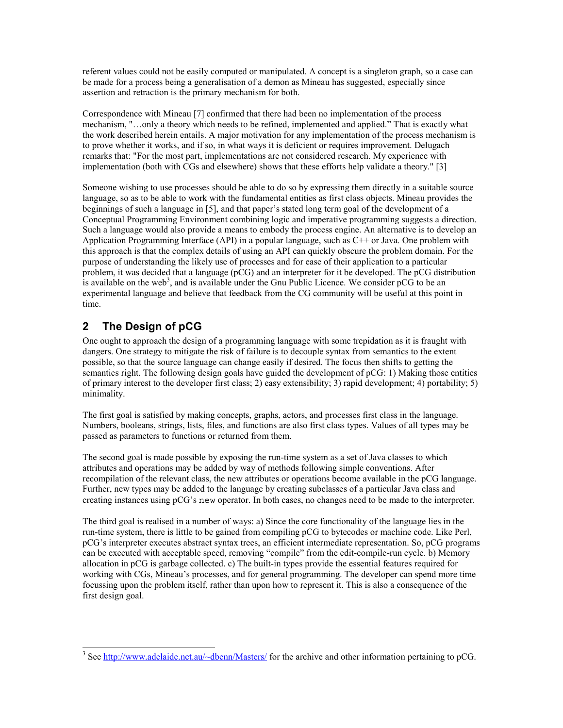referent values could not be easily computed or manipulated. A concept is a singleton graph, so a case can be made for a process being a generalisation of a demon as Mineau has suggested, especially since assertion and retraction is the primary mechanism for both.

Correspondence with Mineau [7] confirmed that there had been no implementation of the process mechanism, "…only a theory which needs to be refined, implemented and applied." That is exactly what the work described herein entails. A major motivation for any implementation of the process mechanism is to prove whether it works, and if so, in what ways it is deficient or requires improvement. Delugach remarks that: "For the most part, implementations are not considered research. My experience with implementation (both with CGs and elsewhere) shows that these efforts help validate a theory." [3]

Someone wishing to use processes should be able to do so by expressing them directly in a suitable source language, so as to be able to work with the fundamental entities as first class objects. Mineau provides the beginnings of such a language in [5], and that paper's stated long term goal of the development of a Conceptual Programming Environment combining logic and imperative programming suggests a direction. Such a language would also provide a means to embody the process engine. An alternative is to develop an Application Programming Interface (API) in a popular language, such as C++ or Java. One problem with this approach is that the complex details of using an API can quickly obscure the problem domain. For the purpose of understanding the likely use of processes and for ease of their application to a particular problem, it was decided that a language (pCG) and an interpreter for it be developed. The pCG distribution is available on the web[3], and is available under the Gnu Public Licence. We consider pCG to be an experimental language and believe that feedback from the CG community will be useful at this point in time.

## 2 The Design of pCG

One ought to approach the design of a programming language with some trepidation as it is fraught with dangers. One strategy to mitigate the risk of failure is to decouple syntax from semantics to the extent possible, so that the source language can change easily if desired. The focus then shifts to getting the semantics right. The following design goals have guided the development of pCG: 1) Making those entities of primary interest to the developer first class; 2) easy extensibility; 3) rapid development; 4) portability; 5) minimality.

The first goal is satisfied by making concepts, graphs, actors, and processes first class in the language. Numbers, booleans, strings, lists, files, and functions are also first class types. Values of all types may be passed as parameters to functions or returned from them.

The second goal is made possible by exposing the run-time system as a set of Java classes to which attributes and operations may be added by way of methods following simple conventions. After recompilation of the relevant class, the new attributes or operations become available in the pCG language. Further, new types may be added to the language by creating subclasses of a particular Java class and creating instances using pCG's `new` operator. In both cases, no changes need to be made to the interpreter.

The third goal is realised in a number of ways: a) Since the core functionality of the language lies in the run-time system, there is little to be gained from compiling pCG to bytecodes or machine code. Like Perl, pCG's interpreter executes abstract syntax trees, an efficient intermediate representation. So, pCG programs can be executed with acceptable speed, removing "compile" from the edit-compile-run cycle. b) Memory allocation in pCG is garbage collected. c) The built-in types provide the essential features required for working with CGs, Mineau's processes, and for general programming. The developer can spend more time focussing upon the problem itself, rather than upon how to represent it. This is also a consequence of the first design goal.

[3] See http://www.adelaide.net.au/~dbenn/Masters/ for the archive and other information pertaining to pCG.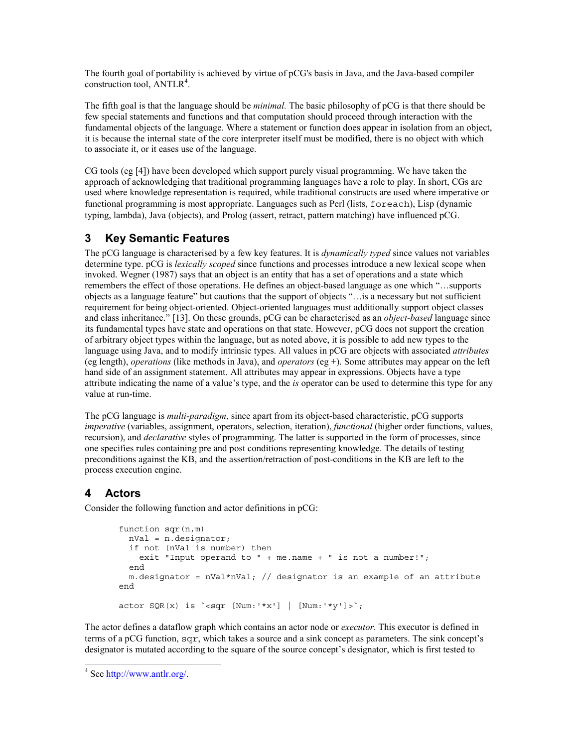The fourth goal of portability is achieved by virtue of pCG's basis in Java, and the Java-based compiler construction tool, ANTLR[4].

The fifth goal is that the language should be *minimal.* The basic philosophy of pCG is that there should be few special statements and functions and that computation should proceed through interaction with the fundamental objects of the language. Where a statement or function does appear in isolation from an object, it is because the internal state of the core interpreter itself must be modified, there is no object with which to associate it, or it eases use of the language.

CG tools (eg [4]) have been developed which support purely visual programming. We have taken the approach of acknowledging that traditional programming languages have a role to play. In short, CGs are used where knowledge representation is required, while traditional constructs are used where imperative or functional programming is most appropriate. Languages such as Perl (lists, `foreach`), Lisp (dynamic typing, lambda), Java (objects), and Prolog (assert, retract, pattern matching) have influenced pCG.

## 3 Key Semantic Features

The pCG language is characterised by a few key features. It is *dynamically typed* since values not variables determine type. pCG is *lexically scoped* since functions and processes introduce a new lexical scope when invoked. Wegner (1987) says that an object is an entity that has a set of operations and a state which remembers the effect of those operations. He defines an object-based language as one which "…supports objects as a language feature" but cautions that the support of objects "…is a necessary but not sufficient requirement for being object-oriented. Object-oriented languages must additionally support object classes and class inheritance." [13]. On these grounds, pCG can be characterised as an *object-based* language since its fundamental types have state and operations on that state. However, pCG does not support the creation of arbitrary object types within the language, but as noted above, it is possible to add new types to the language using Java, and to modify intrinsic types. All values in pCG are objects with associated *attributes* (eg length), *operations* (like methods in Java), and *operators* (eg +). Some attributes may appear on the left hand side of an assignment statement. All attributes may appear in expressions. Objects have a type attribute indicating the name of a value's type, and the *is* operator can be used to determine this type for any value at run-time.

The pCG language is *multi-paradigm*, since apart from its object-based characteristic, pCG supports *imperative* (variables, assignment, operators, selection, iteration), *functional* (higher order functions, values, recursion), and *declarative* styles of programming. The latter is supported in the form of processes, since one specifies rules containing pre and post conditions representing knowledge. The details of testing preconditions against the KB, and the assertion/retraction of post-conditions in the KB are left to the process execution engine.

## 4 Actors

Consider the following function and actor definitions in pCG:

```
function sqr(n,m)
  nVal = n.designator;
  if not (nVal is number) then
    exit "Input operand to " + me.name + " is not a number!";
  end
  m.designator = nVal*nVal; // designator is an example of an attribute
end

actor SQR(x) is `<sqr [Num:'*x'] | [Num:'*y']>`;
```

The actor defines a dataflow graph which contains an actor node or *executor*. This executor is defined in terms of a pCG function, `sqr`, which takes a source and a sink concept as parameters. The sink concept's designator is mutated according to the square of the source concept's designator, which is first tested to

[4] See http://www.antlr.org/.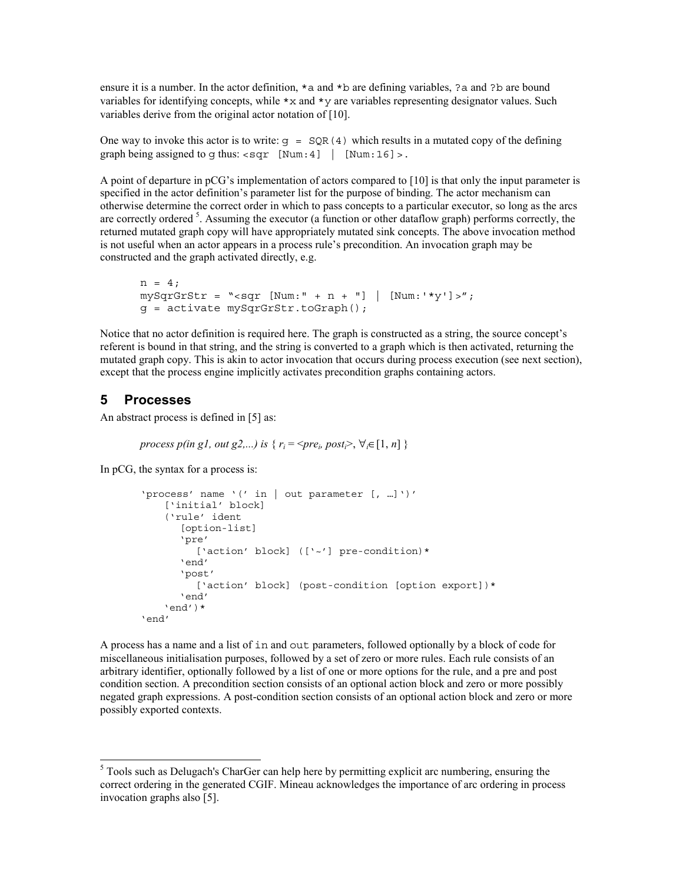ensure it is a number. In the actor definition, `*a` and `*b` are defining variables, `?a` and `?b` are bound variables for identifying concepts, while `*x` and `*y` are variables representing designator values. Such variables derive from the original actor notation of [10].

One way to invoke this actor is to write: `g = SQR(4)` which results in a mutated copy of the defining graph being assigned to `g` thus: `<sqr [Num:4] | [Num:16]>`.

A point of departure in pCG's implementation of actors compared to [10] is that only the input parameter is specified in the actor definition's parameter list for the purpose of binding. The actor mechanism can otherwise determine the correct order in which to pass concepts to a particular executor, so long as the arcs are correctly ordered [5]. Assuming the executor (a function or other dataflow graph) performs correctly, the returned mutated graph copy will have appropriately mutated sink concepts. The above invocation method is not useful when an actor appears in a process rule's precondition. An invocation graph may be constructed and the graph activated directly, e.g.

```
n = 4;
mySqrGrStr = "<sqr [Num:" + n + "] | [Num:'*y']>";
g = activate mySqrGrStr.toGraph();
```

Notice that no actor definition is required here. The graph is constructed as a string, the source concept's referent is bound in that string, and the string is converted to a graph which is then activated, returning the mutated graph copy. This is akin to actor invocation that occurs during process execution (see next section), except that the process engine implicitly activates precondition graphs containing actors.

## 5 Processes

An abstract process is defined in [5] as:

*process p(in g1, out g2,...) is* $\{ r_i = \langle pre_i, post_i \rangle, \forall_i \in [1, n] \}$

In pCG, the syntax for a process is:

```
'process' name '(' in | out parameter [, …]')'
    ['initial' block]
    ('rule' ident
       [option-list]
       'pre'
          ['action' block] (['~'] pre-condition)*
       'end'
       'post'
          ['action' block] (post-condition [option export])*
       'end'
    'end')*
'end'
```

A process has a name and a list of `in` and `out` parameters, followed optionally by a block of code for miscellaneous initialisation purposes, followed by a set of zero or more rules. Each rule consists of an arbitrary identifier, optionally followed by a list of one or more options for the rule, and a pre and post condition section. A precondition section consists of an optional action block and zero or more possibly negated graph expressions. A post-condition section consists of an optional action block and zero or more possibly exported contexts.

[5] Tools such as Delugach's CharGer can help here by permitting explicit arc numbering, ensuring the correct ordering in the generated CGIF. Mineau acknowledges the importance of arc ordering in process invocation graphs also [5].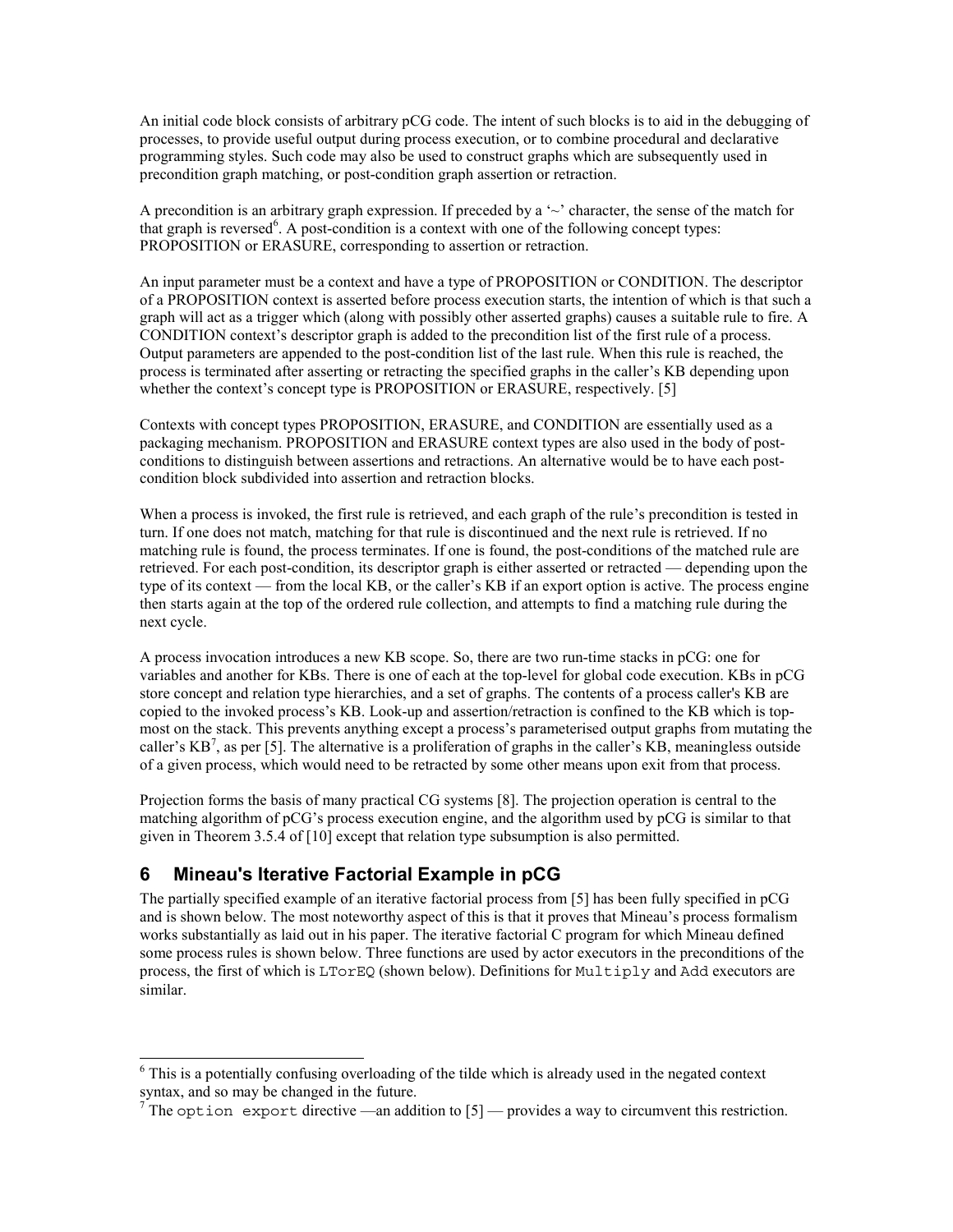An initial code block consists of arbitrary pCG code. The intent of such blocks is to aid in the debugging of processes, to provide useful output during process execution, or to combine procedural and declarative programming styles. Such code may also be used to construct graphs which are subsequently used in precondition graph matching, or post-condition graph assertion or retraction.

A precondition is an arbitrary graph expression. If preceded by a '~' character, the sense of the match for that graph is reversed[6]. A post-condition is a context with one of the following concept types: PROPOSITION or ERASURE, corresponding to assertion or retraction.

An input parameter must be a context and have a type of PROPOSITION or CONDITION. The descriptor of a PROPOSITION context is asserted before process execution starts, the intention of which is that such a graph will act as a trigger which (along with possibly other asserted graphs) causes a suitable rule to fire. A CONDITION context's descriptor graph is added to the precondition list of the first rule of a process. Output parameters are appended to the post-condition list of the last rule. When this rule is reached, the process is terminated after asserting or retracting the specified graphs in the caller's KB depending upon whether the context's concept type is PROPOSITION or ERASURE, respectively. [5]

Contexts with concept types PROPOSITION, ERASURE, and CONDITION are essentially used as a packaging mechanism. PROPOSITION and ERASURE context types are also used in the body of post-conditions to distinguish between assertions and retractions. An alternative would be to have each post-condition block subdivided into assertion and retraction blocks.

When a process is invoked, the first rule is retrieved, and each graph of the rule's precondition is tested in turn. If one does not match, matching for that rule is discontinued and the next rule is retrieved. If no matching rule is found, the process terminates. If one is found, the post-conditions of the matched rule are retrieved. For each post-condition, its descriptor graph is either asserted or retracted — depending upon the type of its context — from the local KB, or the caller's KB if an export option is active. The process engine then starts again at the top of the ordered rule collection, and attempts to find a matching rule during the next cycle.

A process invocation introduces a new KB scope. So, there are two run-time stacks in pCG: one for variables and another for KBs. There is one of each at the top-level for global code execution. KBs in pCG store concept and relation type hierarchies, and a set of graphs. The contents of a process caller's KB are copied to the invoked process's KB. Look-up and assertion/retraction is confined to the KB which is top-most on the stack. This prevents anything except a process's parameterised output graphs from mutating the caller's KB[7], as per [5]. The alternative is a proliferation of graphs in the caller's KB, meaningless outside of a given process, which would need to be retracted by some other means upon exit from that process.

Projection forms the basis of many practical CG systems [8]. The projection operation is central to the matching algorithm of pCG's process execution engine, and the algorithm used by pCG is similar to that given in Theorem 3.5.4 of [10] except that relation type subsumption is also permitted.

## 6 Mineau's Iterative Factorial Example in pCG

The partially specified example of an iterative factorial process from [5] has been fully specified in pCG and is shown below. The most noteworthy aspect of this is that it proves that Mineau's process formalism works substantially as laid out in his paper. The iterative factorial C program for which Mineau defined some process rules is shown below. Three functions are used by actor executors in the preconditions of the process, the first of which is `LTorEQ` (shown below). Definitions for `Multiply` and `Add` executors are similar.

[6] This is a potentially confusing overloading of the tilde which is already used in the negated context syntax, and so may be changed in the future.

[7] The `option export` directive —an addition to [5] — provides a way to circumvent this restriction.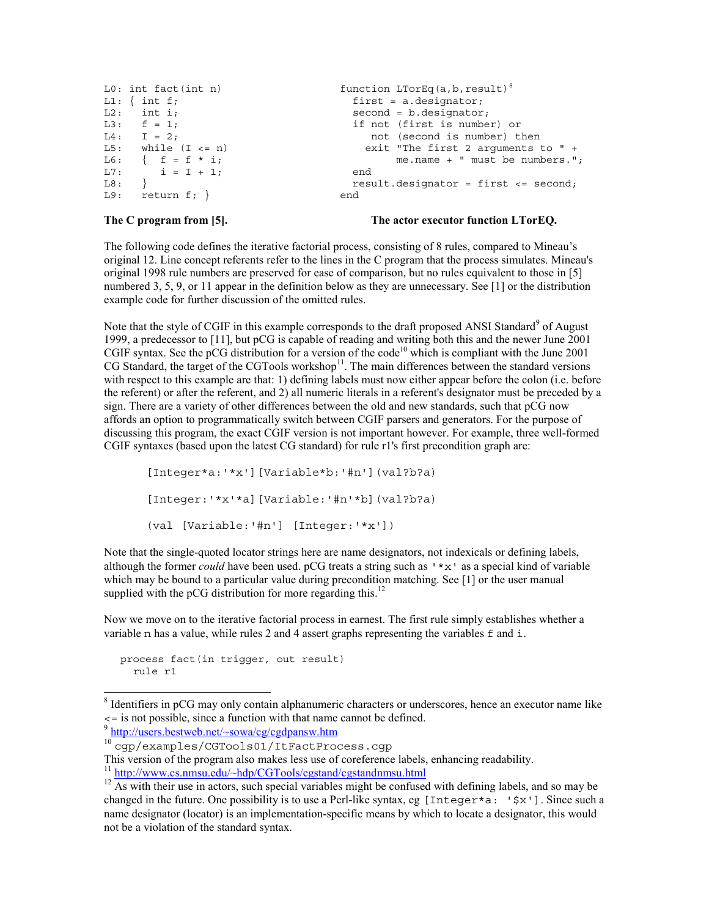```
L0: int fact(int n)
L1: { int f;
L2:   int i;
L3:   f = 1;
L4:   I = 2;
L5:   while (I <= n)
L6:   {  f = f * i;
L7:      i = I + 1;
L8:   }
L9:   return f; }
```

**The C program from [5].**

```
function LTorEq(a,b,result)
  first = a.designator;
  second = b.designator;
  if not (first is number) or
     not (second is number) then
    exit "The first 2 arguments to " +
         me.name + " must be numbers.";
  end
  result.designator = first <= second;
end
```

**The actor executor function LTorEQ.**[8]

The following code defines the iterative factorial process, consisting of 8 rules, compared to Mineau's original 12. Line concept referents refer to the lines in the C program that the process simulates. Mineau's original 1998 rule numbers are preserved for ease of comparison, but no rules equivalent to those in [5] numbered 3, 5, 9, or 11 appear in the definition below as they are unnecessary. See [1] or the distribution example code for further discussion of the omitted rules.

Note that the style of CGIF in this example corresponds to the draft proposed ANSI Standard[9] of August 1999, a predecessor to [11], but pCG is capable of reading and writing both this and the newer June 2001 CGIF syntax. See the pCG distribution for a version of the code[10] which is compliant with the June 2001 CG Standard, the target of the CGTools workshop[11]. The main differences between the standard versions with respect to this example are that: 1) defining labels must now either appear before the colon (i.e. before the referent) or after the referent, and 2) all numeric literals in a referent's designator must be preceded by a sign. There are a variety of other differences between the old and new standards, such that pCG now affords an option to programmatically switch between CGIF parsers and generators. For the purpose of discussing this program, the exact CGIF version is not important however. For example, three well-formed CGIF syntaxes (based upon the latest CG standard) for rule r1's first precondition graph are:

```
[Integer*a:'*x'][Variable*b:'#n'](val?b?a)

[Integer:'*x'*a][Variable:'#n'*b](val?b?a)

(val [Variable:'#n'] [Integer:'*x'])
```

Note that the single-quoted locator strings here are name designators, not indexicals or defining labels, although the former *could* have been used. pCG treats a string such as `'*x'` as a special kind of variable which may be bound to a particular value during precondition matching. See [1] or the user manual supplied with the pCG distribution for more regarding this.[12]

Now we move on to the iterative factorial process in earnest. The first rule simply establishes whether a variable `n` has a value, while rules 2 and 4 assert graphs representing the variables `f` and `i`.

```
process fact(in trigger, out result)
  rule r1
```

[8] Identifiers in pCG may only contain alphanumeric characters or underscores, hence an executor name like <= is not possible, since a function with that name cannot be defined.

[9] http://users.bestweb.net/~sowa/cg/cgdpansw.htm

[10] cgp/examples/CGTools01/ItFactProcess.cgp
This version of the program also makes less use of coreference labels, enhancing readability.

[11] http://www.cs.nmsu.edu/~hdp/CGTools/cgstand/cgstandnmsu.html

[12] As with their use in actors, such special variables might be confused with defining labels, and so may be changed in the future. One possibility is to use a Perl-like syntax, eg `[Integer*a: '$x']`. Since such a name designator (locator) is an implementation-specific means by which to locate a designator, this would not be a violation of the standard syntax.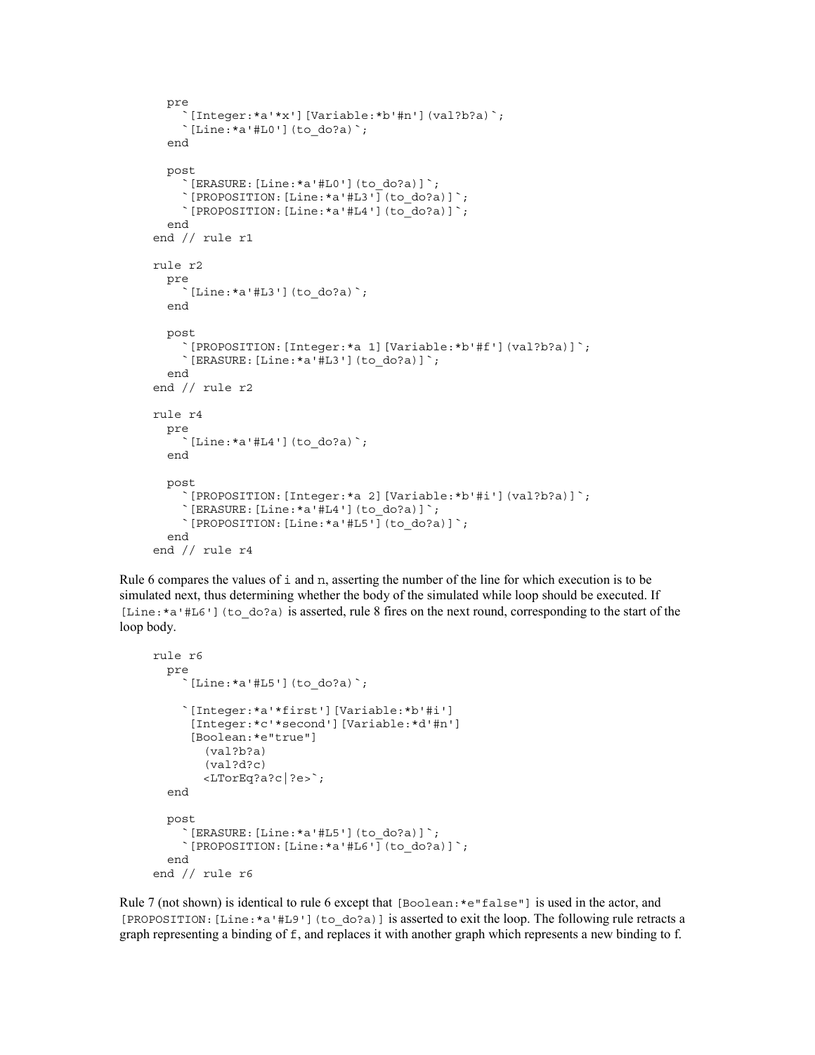```
    pre
      `[Integer:*a'*x'][Variable:*b'#n'](val?b?a)`;
      `[Line:*a'#L0'](to_do?a)`;
    end

    post
      `[ERASURE:[Line:*a'#L0'](to_do?a)]`;
      `[PROPOSITION:[Line:*a'#L3'](to_do?a)]`;
      `[PROPOSITION:[Line:*a'#L4'](to_do?a)]`;
    end
  end // rule r1

  rule r2
    pre
      `[Line:*a'#L3'](to_do?a)`;
    end

    post
      `[PROPOSITION:[Integer:*a 1][Variable:*b'#f'](val?b?a)]`;
      `[ERASURE:[Line:*a'#L3'](to_do?a)]`;
    end
  end // rule r2

  rule r4
    pre
      `[Line:*a'#L4'](to_do?a)`;
    end

    post
      `[PROPOSITION:[Integer:*a 2][Variable:*b'#i'](val?b?a)]`;
      `[ERASURE:[Line:*a'#L4'](to_do?a)]`;
      `[PROPOSITION:[Line:*a'#L5'](to_do?a)]`;
    end
  end // rule r4
```

Rule 6 compares the values of `i` and `n`, asserting the number of the line for which execution is to be simulated next, thus determining whether the body of the simulated while loop should be executed. If `[Line:*a'#L6'](to_do?a)` is asserted, rule 8 fires on the next round, corresponding to the start of the loop body.

```
  rule r6
    pre
      `[Line:*a'#L5'](to_do?a)`;

      `[Integer:*a'*first'][Variable:*b'#i']
       [Integer:*c'*second'][Variable:*d'#n']
       [Boolean:*e"true"]
         (val?b?a)
         (val?d?c)
         <LTorEq?a?c|?e>`;
    end

    post
      `[ERASURE:[Line:*a'#L5'](to_do?a)]`;
      `[PROPOSITION:[Line:*a'#L6'](to_do?a)]`;
    end
  end // rule r6
```

Rule 7 (not shown) is identical to rule 6 except that `[Boolean:*e"false"]` is used in the actor, and `[PROPOSITION:[Line:*a'#L9'](to_do?a)]` is asserted to exit the loop. The following rule retracts a graph representing a binding of `f`, and replaces it with another graph which represents a new binding to f.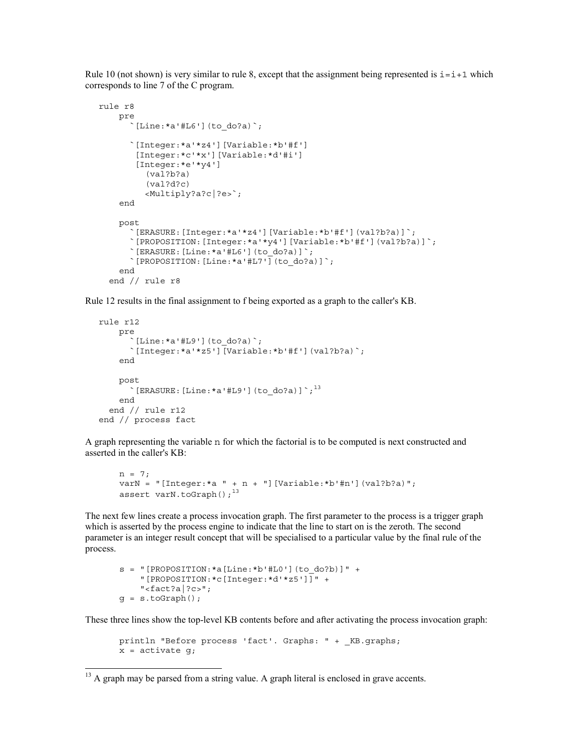Rule 10 (not shown) is very similar to rule 8, except that the assignment being represented is `i=i+1` which corresponds to line 7 of the C program.

```
rule r8
    pre
      `[Line:*a'#L6'](to_do?a)`;

      `[Integer:*a'*z4'][Variable:*b'#f']
       [Integer:*c'*x'][Variable:*d'#i']
       [Integer:*e'*y4']
         (val?b?a)
         (val?d?c)
         <Multiply?a?c|?e>`;
    end

    post
      `[ERASURE:[Integer:*a'*z4'][Variable:*b'#f'](val?b?a)]`;
      `[PROPOSITION:[Integer:*a'*y4'][Variable:*b'#f'](val?b?a)]`;
      `[ERASURE:[Line:*a'#L6'](to_do?a)]`;
      `[PROPOSITION:[Line:*a'#L7'](to_do?a)]`;
    end
  end // rule r8
```

Rule 12 results in the final assignment to f being exported as a graph to the caller's KB.

```
rule r12
    pre
      `[Line:*a'#L9'](to_do?a)`;
      `[Integer:*a'*z5'][Variable:*b'#f'](val?b?a)`;
    end

    post
      `[ERASURE:[Line:*a'#L9'](to_do?a)]`;[13]
    end
  end // rule r12
end // process fact
```

A graph representing the variable n for which the factorial is to be computed is next constructed and asserted in the caller's KB:

```
n = 7;
varN = "[Integer:*a " + n + "][Variable:*b'#n'](val?b?a)";
assert varN.toGraph();[13]
```

The next few lines create a process invocation graph. The first parameter to the process is a trigger graph which is asserted by the process engine to indicate that the line to start on is the zeroth. The second parameter is an integer result concept that will be specialised to a particular value by the final rule of the process.

```
s = "[PROPOSITION:*a[Line:*b'#L0'](to_do?b)]" +
    "[PROPOSITION:*c[Integer:*d'*z5']]" +
    "<fact?a|?c>";
g = s.toGraph();
```

These three lines show the top-level KB contents before and after activating the process invocation graph:

```
println "Before process 'fact'. Graphs: " + _KB.graphs;
x = activate g;
```

[13] A graph may be parsed from a string value. A graph literal is enclosed in grave accents.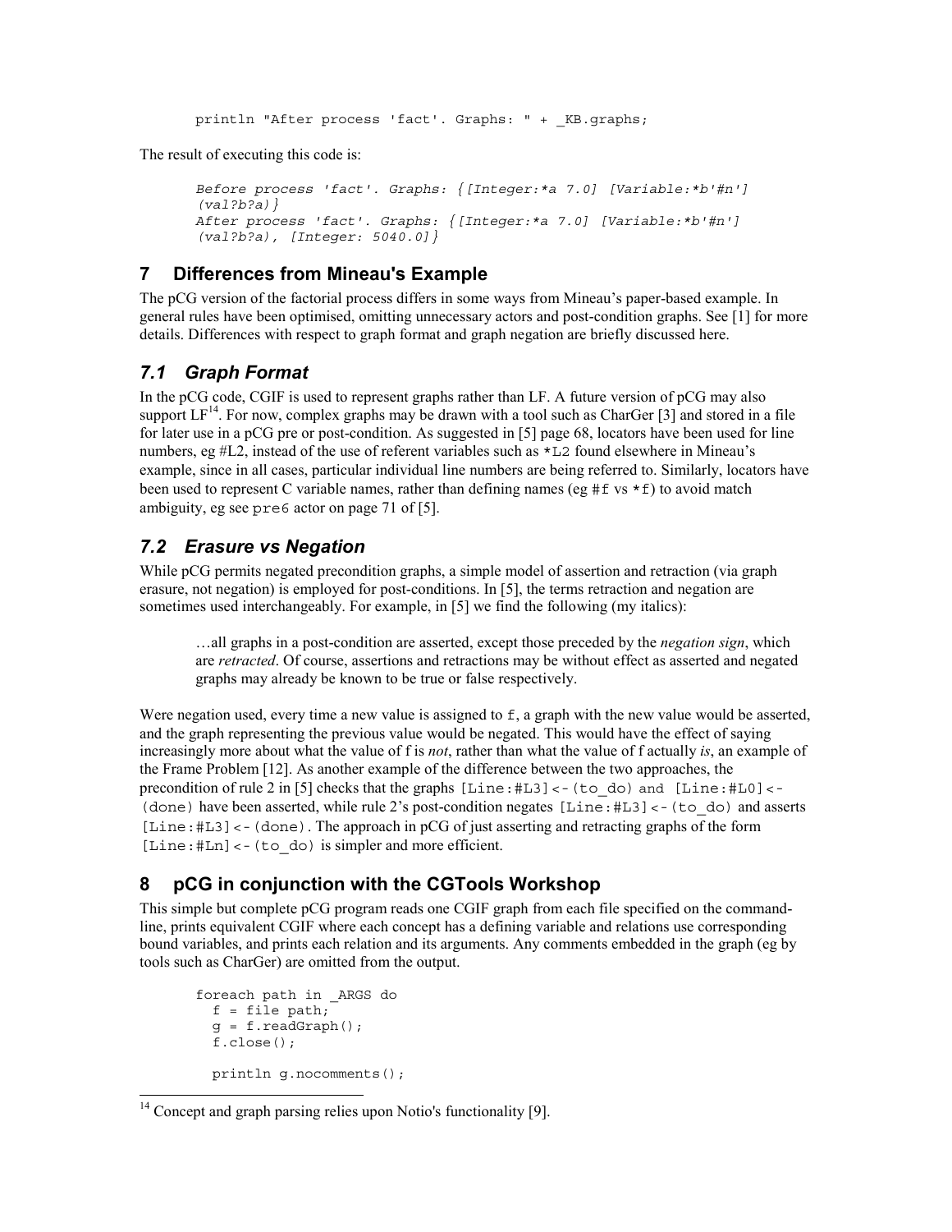```
println "After process 'fact'. Graphs: " + _KB.graphs;
```

The result of executing this code is:

```
Before process 'fact'. Graphs: {[Integer:*a 7.0] [Variable:*b'#n']
(val?b?a)}
After process 'fact'. Graphs: {[Integer:*a 7.0] [Variable:*b'#n']
(val?b?a), [Integer: 5040.0]}
```

## 7 Differences from Mineau's Example

The pCG version of the factorial process differs in some ways from Mineau's paper-based example. In general rules have been optimised, omitting unnecessary actors and post-condition graphs. See [1] for more details. Differences with respect to graph format and graph negation are briefly discussed here.

### 7.1 Graph Format

In the pCG code, CGIF is used to represent graphs rather than LF. A future version of pCG may also support LF[14]. For now, complex graphs may be drawn with a tool such as CharGer [3] and stored in a file for later use in a pCG pre or post-condition. As suggested in [5] page 68, locators have been used for line numbers, eg #L2, instead of the use of referent variables such as `*L2` found elsewhere in Mineau's example, since in all cases, particular individual line numbers are being referred to. Similarly, locators have been used to represent C variable names, rather than defining names (eg `#f` vs `*f`) to avoid match ambiguity, eg see `pre6` actor on page 71 of [5].

### 7.2 Erasure vs Negation

While pCG permits negated precondition graphs, a simple model of assertion and retraction (via graph erasure, not negation) is employed for post-conditions. In [5], the terms retraction and negation are sometimes used interchangeably. For example, in [5] we find the following (my italics):

> …all graphs in a post-condition are asserted, except those preceded by the *negation sign*, which are *retracted*. Of course, assertions and retractions may be without effect as asserted and negated graphs may already be known to be true or false respectively.

Were negation used, every time a new value is assigned to `f`, a graph with the new value would be asserted, and the graph representing the previous value would be negated. This would have the effect of saying increasingly more about what the value of f is *not*, rather than what the value of f actually *is*, an example of the Frame Problem [12]. As another example of the difference between the two approaches, the precondition of rule 2 in [5] checks that the graphs `[Line:#L3]<-(to_do)` and `[Line:#L0]<-(done)` have been asserted, while rule 2's post-condition negates `[Line:#L3]<-(to_do)` and asserts `[Line:#L3]<-(done)`. The approach in pCG of just asserting and retracting graphs of the form `[Line:#Ln]<-(to_do)` is simpler and more efficient.

## 8 pCG in conjunction with the CGTools Workshop

This simple but complete pCG program reads one CGIF graph from each file specified on the command-line, prints equivalent CGIF where each concept has a defining variable and relations use corresponding bound variables, and prints each relation and its arguments. Any comments embedded in the graph (eg by tools such as CharGer) are omitted from the output.

```
foreach path in _ARGS do
  f = file path;
  g = f.readGraph();
  f.close();

  println g.nocomments();
```

[14] Concept and graph parsing relies upon Notio's functionality [9].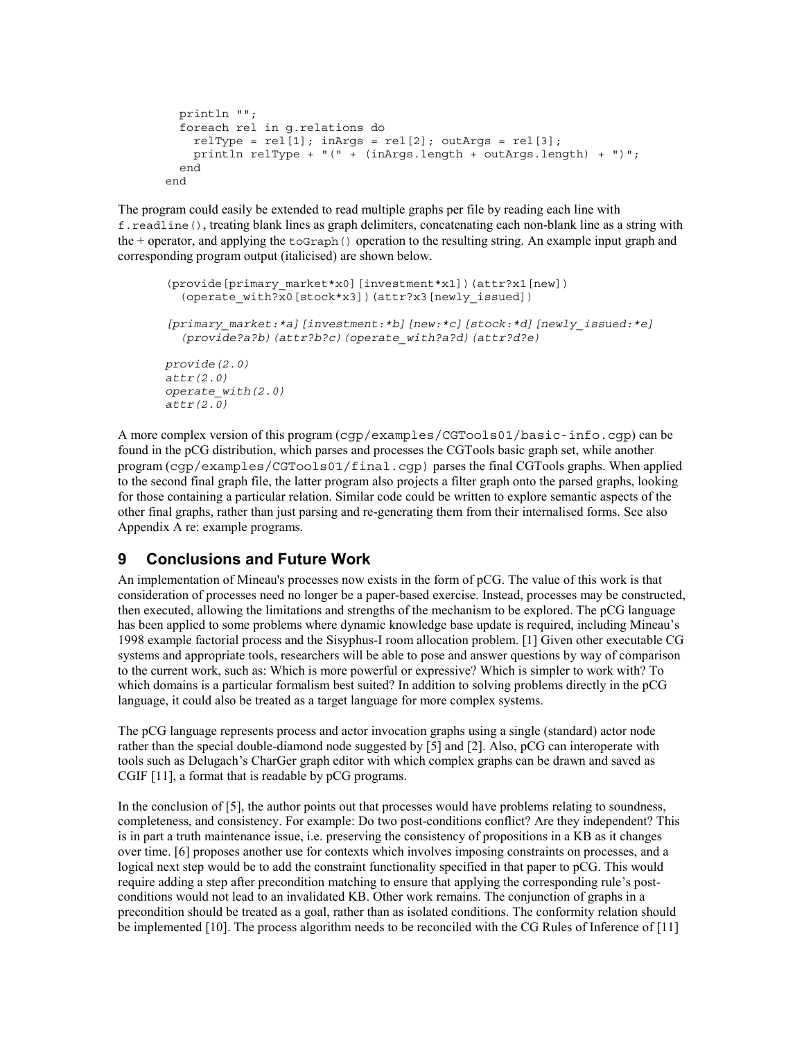```
  println "";
  foreach rel in g.relations do
    relType = rel[1]; inArgs = rel[2]; outArgs = rel[3];
    println relType + "(" + (inArgs.length + outArgs.length) + ")";
  end
end
```

The program could easily be extended to read multiple graphs per file by reading each line with `f.readline()`, treating blank lines as graph delimiters, concatenating each non-blank line as a string with the + operator, and applying the `toGraph()` operation to the resulting string. An example input graph and corresponding program output (italicised) are shown below.

```
(provide[primary_market*x0][investment*x1])(attr?x1[new])
  (operate_with?x0[stock*x3])(attr?x3[newly_issued])
```

```
[primary_market:*a][investment:*b][new:*c][stock:*d][newly_issued:*e]
  (provide?a?b)(attr?b?c)(operate_with?a?d)(attr?d?e)

provide(2.0)
attr(2.0)
operate_with(2.0)
attr(2.0)
```

A more complex version of this program (`cgp/examples/CGTools01/basic-info.cgp`) can be found in the pCG distribution, which parses and processes the CGTools basic graph set, while another program (`cgp/examples/CGTools01/final.cgp`) parses the final CGTools graphs. When applied to the second final graph file, the latter program also projects a filter graph onto the parsed graphs, looking for those containing a particular relation. Similar code could be written to explore semantic aspects of the other final graphs, rather than just parsing and re-generating them from their internalised forms. See also Appendix A re: example programs.

## 9 Conclusions and Future Work

An implementation of Mineau's processes now exists in the form of pCG. The value of this work is that consideration of processes need no longer be a paper-based exercise. Instead, processes may be constructed, then executed, allowing the limitations and strengths of the mechanism to be explored. The pCG language has been applied to some problems where dynamic knowledge base update is required, including Mineau's 1998 example factorial process and the Sisyphus-I room allocation problem. [1] Given other executable CG systems and appropriate tools, researchers will be able to pose and answer questions by way of comparison to the current work, such as: Which is more powerful or expressive? Which is simpler to work with? To which domains is a particular formalism best suited? In addition to solving problems directly in the pCG language, it could also be treated as a target language for more complex systems.

The pCG language represents process and actor invocation graphs using a single (standard) actor node rather than the special double-diamond node suggested by [5] and [2]. Also, pCG can interoperate with tools such as Delugach's CharGer graph editor with which complex graphs can be drawn and saved as CGIF [11], a format that is readable by pCG programs.

In the conclusion of [5], the author points out that processes would have problems relating to soundness, completeness, and consistency. For example: Do two post-conditions conflict? Are they independent? This is in part a truth maintenance issue, i.e. preserving the consistency of propositions in a KB as it changes over time. [6] proposes another use for contexts which involves imposing constraints on processes, and a logical next step would be to add the constraint functionality specified in that paper to pCG. This would require adding a step after precondition matching to ensure that applying the corresponding rule's post-conditions would not lead to an invalidated KB. Other work remains. The conjunction of graphs in a precondition should be treated as a goal, rather than as isolated conditions. The conformity relation should be implemented [10]. The process algorithm needs to be reconciled with the CG Rules of Inference of [11]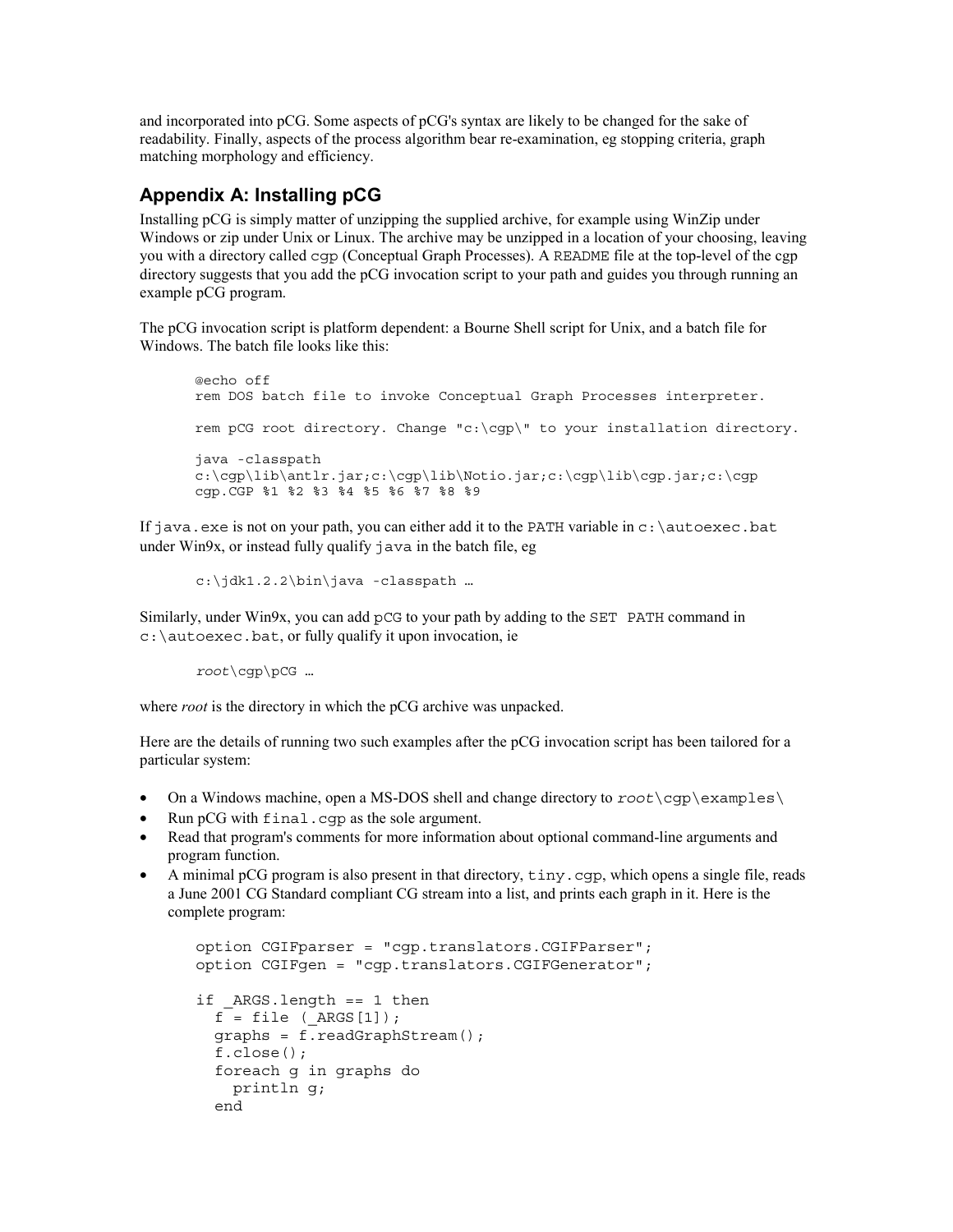and incorporated into pCG. Some aspects of pCG's syntax are likely to be changed for the sake of readability. Finally, aspects of the process algorithm bear re-examination, eg stopping criteria, graph matching morphology and efficiency.

## Appendix A: Installing pCG

Installing pCG is simply matter of unzipping the supplied archive, for example using WinZip under Windows or zip under Unix or Linux. The archive may be unzipped in a location of your choosing, leaving you with a directory called `cgp` (Conceptual Graph Processes). A `README` file at the top-level of the cgp directory suggests that you add the pCG invocation script to your path and guides you through running an example pCG program.

The pCG invocation script is platform dependent: a Bourne Shell script for Unix, and a batch file for Windows. The batch file looks like this:

```
@echo off
rem DOS batch file to invoke Conceptual Graph Processes interpreter.

rem pCG root directory. Change "c:\cgp\" to your installation directory.

java -classpath
c:\cgp\lib\antlr.jar;c:\cgp\lib\Notio.jar;c:\cgp\lib\cgp.jar;c:\cgp
cgp.CGP %1 %2 %3 %4 %5 %6 %7 %8 %9
```

If `java.exe` is not on your path, you can either add it to the `PATH` variable in `c:\autoexec.bat` under Win9x, or instead fully qualify `java` in the batch file, eg

```
c:\jdk1.2.2\bin\java -classpath …
```

Similarly, under Win9x, you can add `pCG` to your path by adding to the `SET PATH` command in `c:\autoexec.bat`, or fully qualify it upon invocation, ie

```
root\cgp\pCG …
```

where *root* is the directory in which the pCG archive was unpacked.

Here are the details of running two such examples after the pCG invocation script has been tailored for a particular system:

- On a Windows machine, open a MS-DOS shell and change directory to `root\cgp\examples\`
- Run pCG with `final.cgp` as the sole argument.
- Read that program's comments for more information about optional command-line arguments and program function.
- A minimal pCG program is also present in that directory, `tiny.cgp`, which opens a single file, reads a June 2001 CG Standard compliant CG stream into a list, and prints each graph in it. Here is the complete program:

```
option CGIFparser = "cgp.translators.CGIFParser";
option CGIFgen = "cgp.translators.CGIFGenerator";

if _ARGS.length == 1 then
  f = file (_ARGS[1]);
  graphs = f.readGraphStream();
  f.close();
  foreach g in graphs do
    println g;
  end
```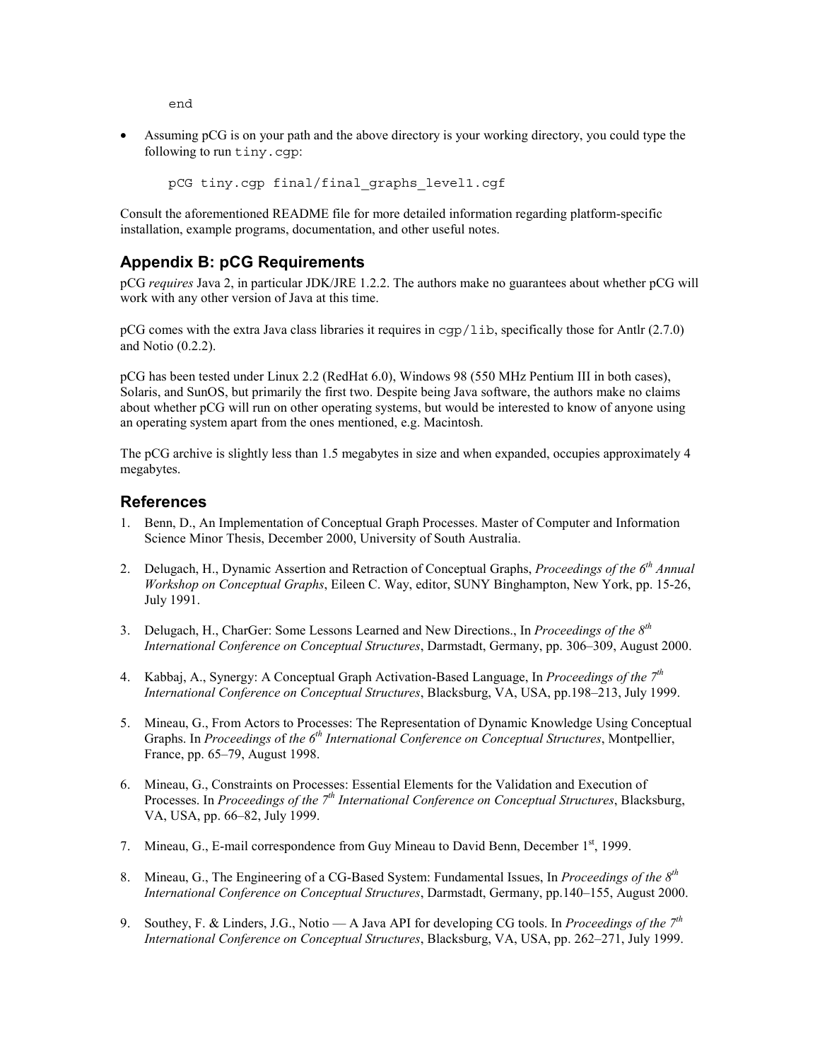```
end
```

- Assuming pCG is on your path and the above directory is your working directory, you could type the following to run `tiny.cgp`:

```
pCG tiny.cgp final/final_graphs_level1.cgf
```

Consult the aforementioned README file for more detailed information regarding platform-specific installation, example programs, documentation, and other useful notes.

## Appendix B: pCG Requirements

pCG *requires* Java 2, in particular JDK/JRE 1.2.2. The authors make no guarantees about whether pCG will work with any other version of Java at this time.

pCG comes with the extra Java class libraries it requires in `cgp/lib`, specifically those for Antlr (2.7.0) and Notio (0.2.2).

pCG has been tested under Linux 2.2 (RedHat 6.0), Windows 98 (550 MHz Pentium III in both cases), Solaris, and SunOS, but primarily the first two. Despite being Java software, the authors make no claims about whether pCG will run on other operating systems, but would be interested to know of anyone using an operating system apart from the ones mentioned, e.g. Macintosh.

The pCG archive is slightly less than 1.5 megabytes in size and when expanded, occupies approximately 4 megabytes.

## References

1. Benn, D., An Implementation of Conceptual Graph Processes. Master of Computer and Information Science Minor Thesis, December 2000, University of South Australia.

2. Delugach, H., Dynamic Assertion and Retraction of Conceptual Graphs, *Proceedings of the 6th Annual Workshop on Conceptual Graphs*, Eileen C. Way, editor, SUNY Binghampton, New York, pp. 15-26, July 1991.

3. Delugach, H., CharGer: Some Lessons Learned and New Directions., In *Proceedings of the 8th International Conference on Conceptual Structures*, Darmstadt, Germany, pp. 306–309, August 2000.

4. Kabbaj, A., Synergy: A Conceptual Graph Activation-Based Language, In *Proceedings of the 7th International Conference on Conceptual Structures*, Blacksburg, VA, USA, pp.198–213, July 1999.

5. Mineau, G., From Actors to Processes: The Representation of Dynamic Knowledge Using Conceptual Graphs. In *Proceedings of the 6th International Conference on Conceptual Structures*, Montpellier, France, pp. 65–79, August 1998.

6. Mineau, G., Constraints on Processes: Essential Elements for the Validation and Execution of Processes. In *Proceedings of the 7th International Conference on Conceptual Structures*, Blacksburg, VA, USA, pp. 66–82, July 1999.

7. Mineau, G., E-mail correspondence from Guy Mineau to David Benn, December 1st, 1999.

8. Mineau, G., The Engineering of a CG-Based System: Fundamental Issues, In *Proceedings of the 8th International Conference on Conceptual Structures*, Darmstadt, Germany, pp.140–155, August 2000.

9. Southey, F. & Linders, J.G., Notio — A Java API for developing CG tools. In *Proceedings of the 7th International Conference on Conceptual Structures*, Blacksburg, VA, USA, pp. 262–271, July 1999.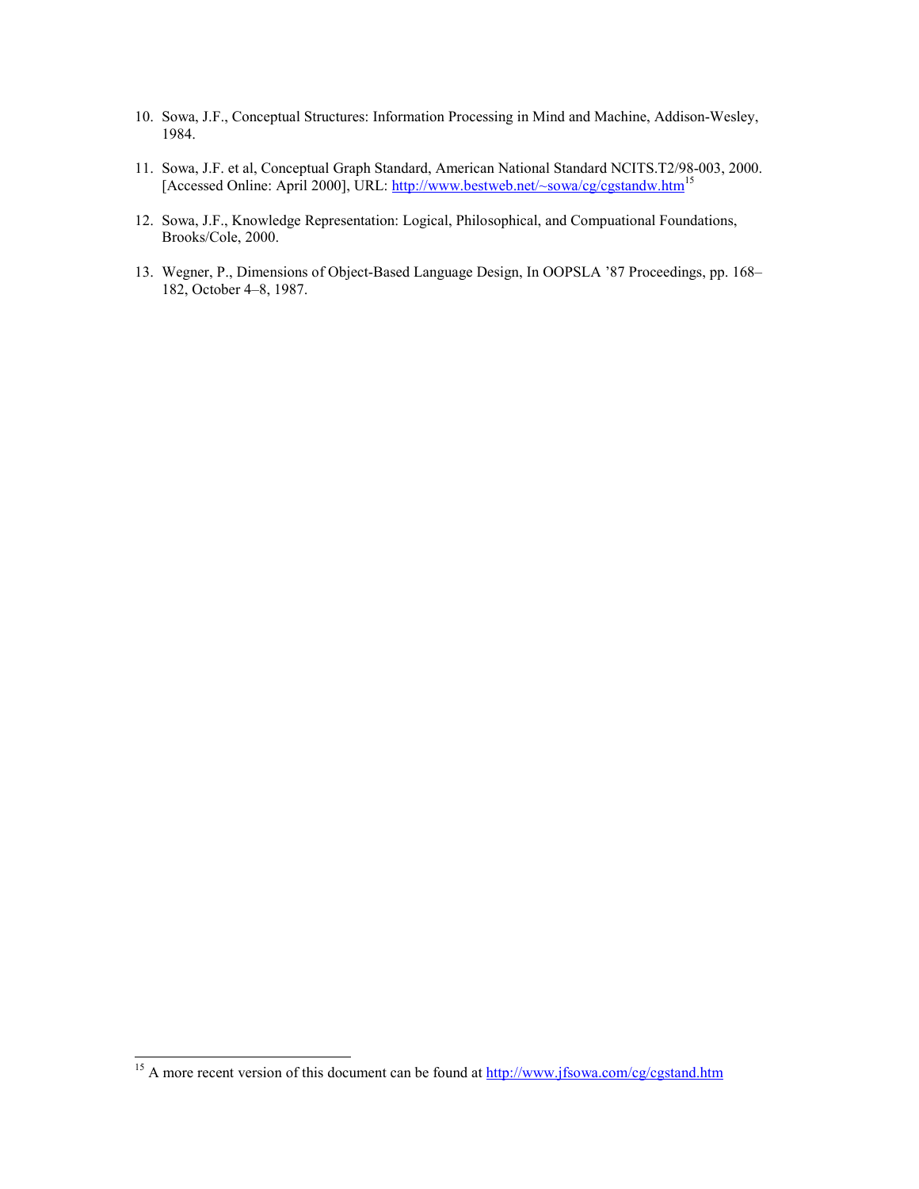10. Sowa, J.F., Conceptual Structures: Information Processing in Mind and Machine, Addison-Wesley, 1984.

11. Sowa, J.F. et al, Conceptual Graph Standard, American National Standard NCITS.T2/98-003, 2000. [Accessed Online: April 2000], URL: http://www.bestweb.net/~sowa/cg/cgstandw.htm[15]

12. Sowa, J.F., Knowledge Representation: Logical, Philosophical, and Compuational Foundations, Brooks/Cole, 2000.

13. Wegner, P., Dimensions of Object-Based Language Design, In OOPSLA '87 Proceedings, pp. 168–182, October 4–8, 1987.

---

[15] A more recent version of this document can be found at http://www.jfsowa.com/cg/cgstand.htm